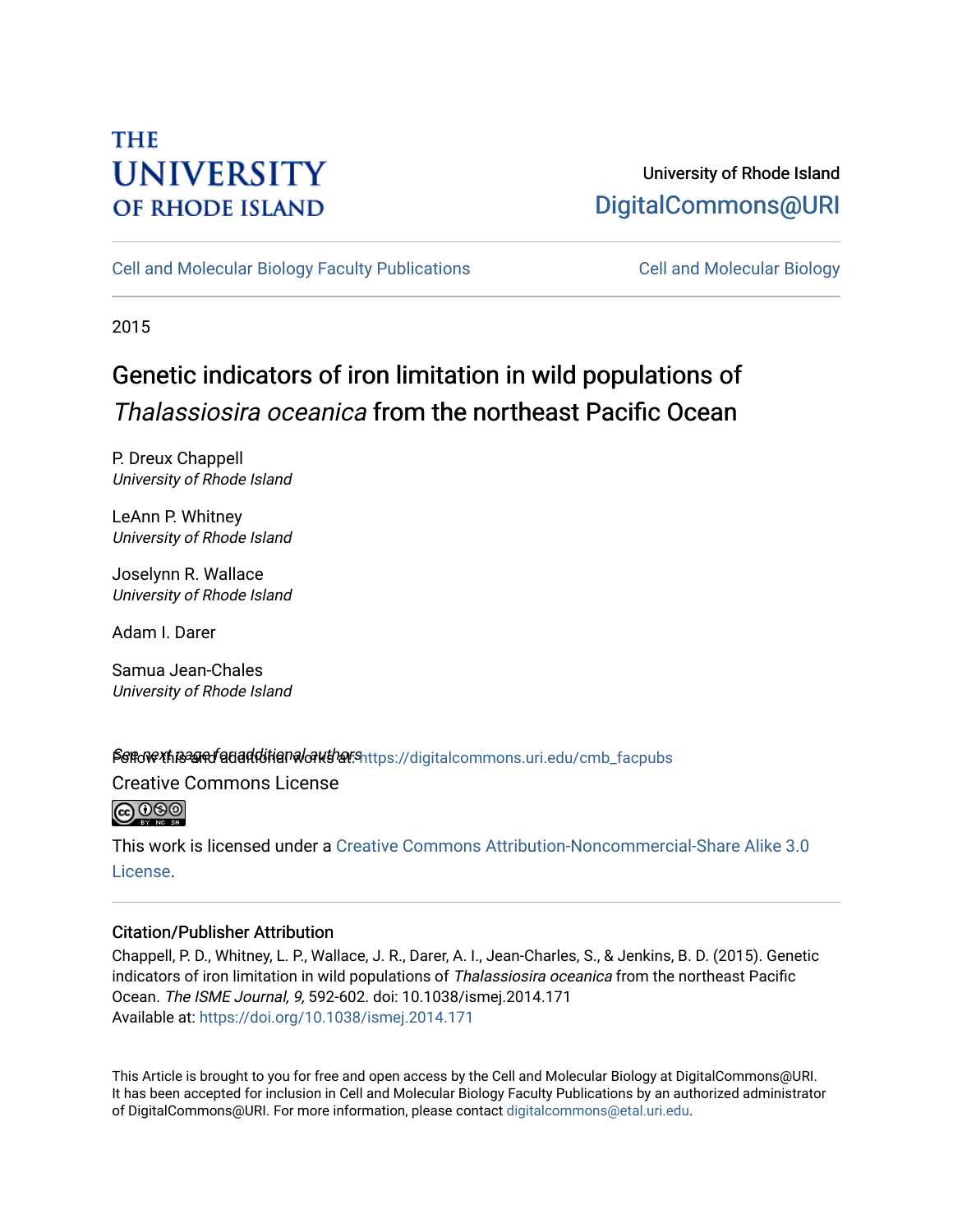The University of Rhode Island

University of Rhode Island
DigitalCommons@URI

Cell and Molecular Biology Faculty Publications | Cell and Molecular Biology

2015

# Genetic indicators of iron limitation in wild populations of *Thalassiosira oceanica* from the northeast Pacific Ocean

P. Dreux Chappell
*University of Rhode Island*

LeAnn P. Whitney
*University of Rhode Island*

Joselynn R. Wallace
*University of Rhode Island*

Adam I. Darer

Samua Jean-Chales
*University of Rhode Island*

See next page for additional authors

Follow this and additional works at: https://digitalcommons.uri.edu/cmb_facpubs

Creative Commons License

This work is licensed under a Creative Commons Attribution-Noncommercial-Share Alike 3.0 License.

## Citation/Publisher Attribution

Chappell, P. D., Whitney, L. P., Wallace, J. R., Darer, A. I., Jean-Charles, S., & Jenkins, B. D. (2015). Genetic indicators of iron limitation in wild populations of *Thalassiosira oceanica* from the northeast Pacific Ocean. *The ISME Journal, 9,* 592-602. doi: 10.1038/ismej.2014.171
Available at: https://doi.org/10.1038/ismej.2014.171

This Article is brought to you for free and open access by the Cell and Molecular Biology at DigitalCommons@URI. It has been accepted for inclusion in Cell and Molecular Biology Faculty Publications by an authorized administrator of DigitalCommons@URI. For more information, please contact digitalcommons@etal.uri.edu.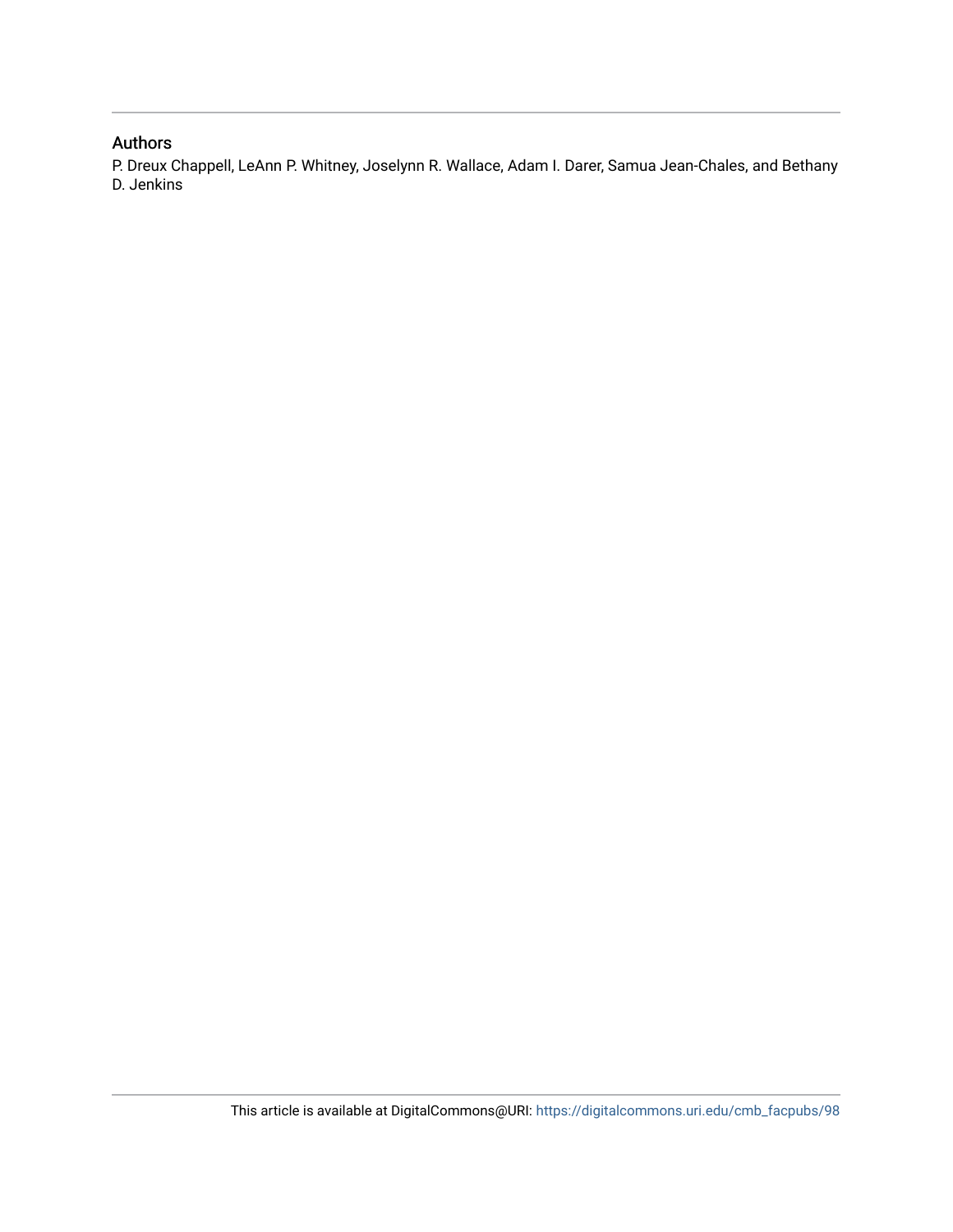## Authors

P. Dreux Chappell, LeAnn P. Whitney, Joselynn R. Wallace, Adam I. Darer, Samua Jean-Chales, and Bethany D. Jenkins

This article is available at DigitalCommons@URI: https://digitalcommons.uri.edu/cmb_facpubs/98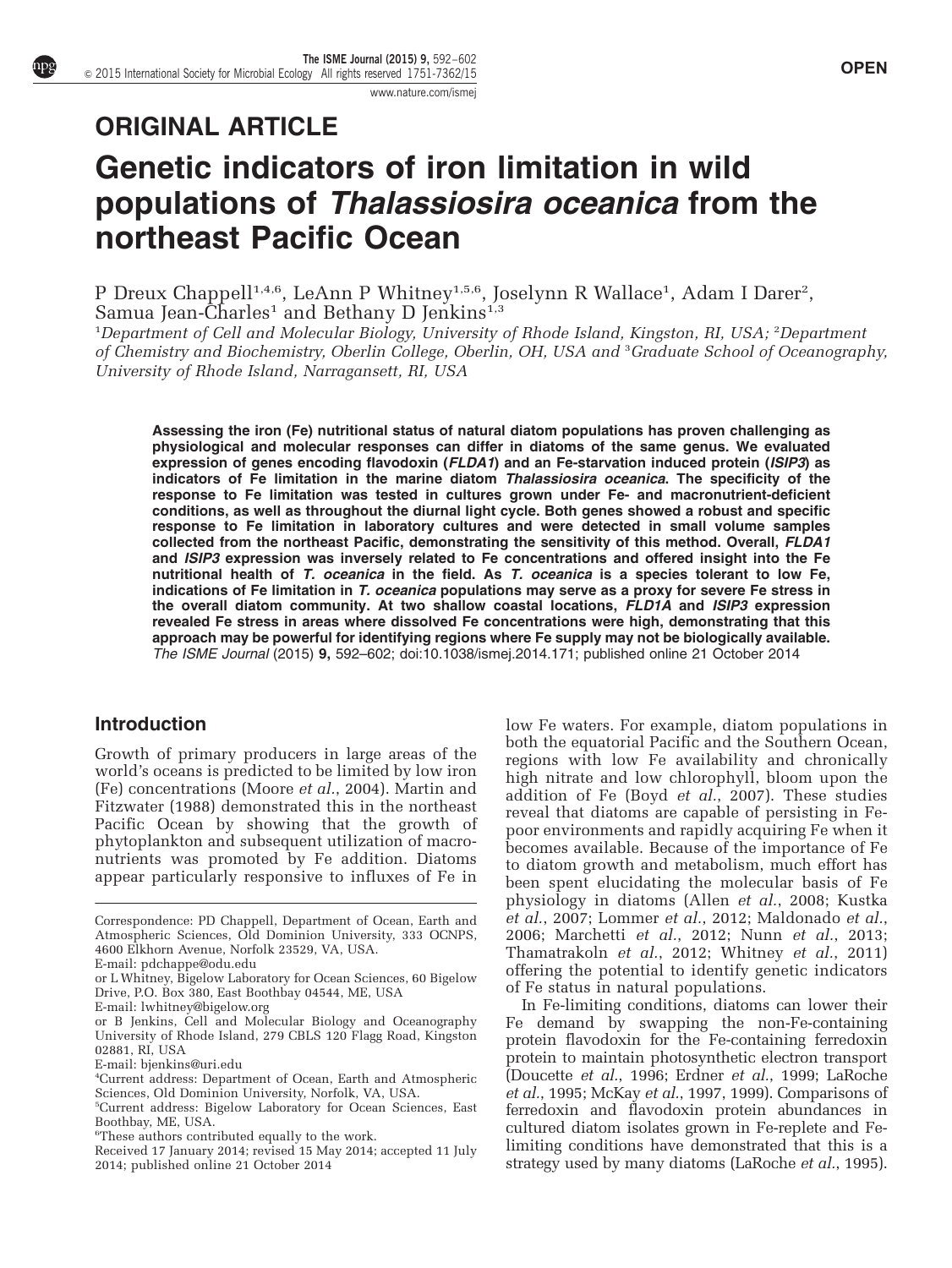## ORIGINAL ARTICLE

# Genetic indicators of iron limitation in wild populations of *Thalassiosira oceanica* from the northeast Pacific Ocean

P Dreux Chappell[1,4,6], LeAnn P Whitney[1,5,6], Joselynn R Wallace[1], Adam I Darer[2], Samua Jean-Charles[1] and Bethany D Jenkins[1,3]

[1]*Department of Cell and Molecular Biology, University of Rhode Island, Kingston, RI, USA;* [2]*Department of Chemistry and Biochemistry, Oberlin College, Oberlin, OH, USA and* [3]*Graduate School of Oceanography, University of Rhode Island, Narragansett, RI, USA*

**Assessing the iron (Fe) nutritional status of natural diatom populations has proven challenging as physiological and molecular responses can differ in diatoms of the same genus. We evaluated expression of genes encoding flavodoxin (*FLDA1*) and an Fe-starvation induced protein (*ISIP3*) as indicators of Fe limitation in the marine diatom *Thalassiosira oceanica*. The specificity of the response to Fe limitation was tested in cultures grown under Fe- and macronutrient-deficient conditions, as well as throughout the diurnal light cycle. Both genes showed a robust and specific response to Fe limitation in laboratory cultures and were detected in small volume samples collected from the northeast Pacific, demonstrating the sensitivity of this method. Overall, *FLDA1* and *ISIP3* expression was inversely related to Fe concentrations and offered insight into the Fe nutritional health of *T. oceanica* in the field. As *T. oceanica* is a species tolerant to low Fe, indications of Fe limitation in *T. oceanica* populations may serve as a proxy for severe Fe stress in the overall diatom community. At two shallow coastal locations, *FLD1A* and *ISIP3* expression revealed Fe stress in areas where dissolved Fe concentrations were high, demonstrating that this approach may be powerful for identifying regions where Fe supply may not be biologically available.**
*The ISME Journal* (2015) **9,** 592–602; doi:10.1038/ismej.2014.171; published online 21 October 2014

## Introduction

Growth of primary producers in large areas of the world's oceans is predicted to be limited by low iron (Fe) concentrations (Moore *et al.*, 2004). Martin and Fitzwater (1988) demonstrated this in the northeast Pacific Ocean by showing that the growth of phytoplankton and subsequent utilization of macronutrients was promoted by Fe addition. Diatoms appear particularly responsive to influxes of Fe in low Fe waters. For example, diatom populations in both the equatorial Pacific and the Southern Ocean, regions with low Fe availability and chronically high nitrate and low chlorophyll, bloom upon the addition of Fe (Boyd *et al.*, 2007). These studies reveal that diatoms are capable of persisting in Fe-poor environments and rapidly acquiring Fe when it becomes available. Because of the importance of Fe to diatom growth and metabolism, much effort has been spent elucidating the molecular basis of Fe physiology in diatoms (Allen *et al.*, 2008; Kustka *et al.*, 2007; Lommer *et al.*, 2012; Maldonado *et al.*, 2006; Marchetti *et al.*, 2012; Nunn *et al.*, 2013; Thamatrakoln *et al.*, 2012; Whitney *et al.*, 2011) offering the potential to identify genetic indicators of Fe status in natural populations.

In Fe-limiting conditions, diatoms can lower their Fe demand by swapping the non-Fe-containing protein flavodoxin for the Fe-containing ferredoxin protein to maintain photosynthetic electron transport (Doucette *et al.*, 1996; Erdner *et al.*, 1999; LaRoche *et al.*, 1995; McKay *et al.*, 1997, 1999). Comparisons of ferredoxin and flavodoxin protein abundances in cultured diatom isolates grown in Fe-replete and Fe-limiting conditions have demonstrated that this is a strategy used by many diatoms (LaRoche *et al.*, 1995).

---

Correspondence: PD Chappell, Department of Ocean, Earth and Atmospheric Sciences, Old Dominion University, 333 OCNPS, 4600 Elkhorn Avenue, Norfolk 23529, VA, USA.
E-mail: pdchappe@odu.edu
or L Whitney, Bigelow Laboratory for Ocean Sciences, 60 Bigelow Drive, P.O. Box 380, East Boothbay 04544, ME, USA
E-mail: lwhitney@bigelow.org
or B Jenkins, Cell and Molecular Biology and Oceanography University of Rhode Island, 279 CBLS 120 Flagg Road, Kingston 02881, RI, USA
E-mail: bjenkins@uri.edu
[4]Current address: Department of Ocean, Earth and Atmospheric Sciences, Old Dominion University, Norfolk, VA, USA.
[5]Current address: Bigelow Laboratory for Ocean Sciences, East Boothbay, ME, USA.
[6]These authors contributed equally to the work.
Received 17 January 2014; revised 15 May 2014; accepted 11 July 2014; published online 21 October 2014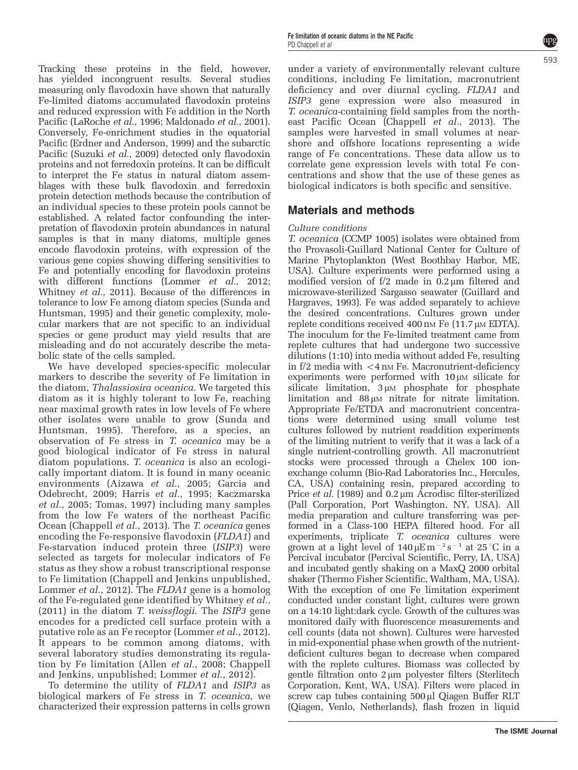Tracking these proteins in the field, however, has yielded incongruent results. Several studies measuring only flavodoxin have shown that naturally Fe-limited diatoms accumulated flavodoxin proteins and reduced expression with Fe addition in the North Pacific (LaRoche *et al.*, 1996; Maldonado *et al.*, 2001). Conversely, Fe-enrichment studies in the equatorial Pacific (Erdner and Anderson, 1999) and the subarctic Pacific (Suzuki *et al.*, 2009) detected only flavodoxin proteins and not ferredoxin proteins. It can be difficult to interpret the Fe status in natural diatom assemblages with these bulk flavodoxin and ferredoxin protein detection methods because the contribution of an individual species to these protein pools cannot be established. A related factor confounding the interpretation of flavodoxin protein abundances in natural samples is that in many diatoms, multiple genes encode flavodoxin proteins, with expression of the various gene copies showing differing sensitivities to Fe and potentially encoding for flavodoxin proteins with different functions (Lommer *et al.*, 2012; Whitney *et al.*, 2011). Because of the differences in tolerance to low Fe among diatom species (Sunda and Huntsman, 1995) and their genetic complexity, molecular markers that are not specific to an individual species or gene product may yield results that are misleading and do not accurately describe the metabolic state of the cells sampled.

We have developed species-specific molecular markers to describe the severity of Fe limitation in the diatom, *Thalassiosira oceanica*. We targeted this diatom as it is highly tolerant to low Fe, reaching near maximal growth rates in low levels of Fe where other isolates were unable to grow (Sunda and Huntsman, 1995). Therefore, as a species, an observation of Fe stress in *T. oceanica* may be a good biological indicator of Fe stress in natural diatom populations. *T. oceanica* is also an ecologically important diatom. It is found in many oceanic environments (Aizawa *et al.*, 2005; Garcia and Odebrecht, 2009; Harris *et al.*, 1995; Kaczmarska *et al.*, 2005; Tomas, 1997) including many samples from the low Fe waters of the northeast Pacific Ocean (Chappell *et al.*, 2013). The *T. oceanica* genes encoding the Fe-responsive flavodoxin (*FLDA1*) and Fe-starvation induced protein three (*ISIP3*) were selected as targets for molecular indicators of Fe status as they show a robust transcriptional response to Fe limitation (Chappell and Jenkins unpublished, Lommer *et al.*, 2012). The *FLDA1* gene is a homolog of the Fe-regulated gene identified by Whitney *et al.*, (2011) in the diatom *T. weissflogii*. The *ISIP3* gene encodes for a predicted cell surface protein with a putative role as an Fe receptor (Lommer *et al.*, 2012). It appears to be common among diatoms, with several laboratory studies demonstrating its regulation by Fe limitation (Allen *et al.*, 2008; Chappell and Jenkins, unpublished; Lommer *et al.*, 2012).

To determine the utility of *FLDA1* and *ISIP3* as biological markers of Fe stress in *T. oceanica*, we characterized their expression patterns in cells grown under a variety of environmentally relevant culture conditions, including Fe limitation, macronutrient deficiency and over diurnal cycling. *FLDA1* and *ISIP3* gene expression were also measured in *T. oceanica*-containing field samples from the northeast Pacific Ocean (Chappell *et al.*, 2013). The samples were harvested in small volumes at nearshore and offshore locations representing a wide range of Fe concentrations. These data allow us to correlate gene expression levels with total Fe concentrations and show that the use of these genes as biological indicators is both specific and sensitive.

## Materials and methods

### *Culture conditions*

*T. oceanica* (CCMP 1005) isolates were obtained from the Provasoli-Guillard National Center for Culture of Marine Phytoplankton (West Boothbay Harbor, ME, USA). Culture experiments were performed using a modified version of f/2 made in 0.2 μm filtered and microwave-sterilized Sargasso seawater (Guillard and Hargraves, 1993). Fe was added separately to achieve the desired concentrations. Cultures grown under replete conditions received 400 nM Fe (11.7 μM EDTA). The inoculum for the Fe-limited treatment came from replete cultures that had undergone two successive dilutions (1:10) into media without added Fe, resulting in f/2 media with <4 nM Fe. Macronutrient-deficiency experiments were performed with 10 μM silicate for silicate limitation, 3 μM phosphate for phosphate limitation and 88 μM nitrate for nitrate limitation. Appropriate Fe/ETDA and macronutrient concentrations were determined using small volume test cultures followed by nutrient readdition experiments of the limiting nutrient to verify that it was a lack of a single nutrient-controlling growth. All macronutrient stocks were processed through a Chelex 100 ion-exchange column (Bio-Rad Laboratories Inc., Hercules, CA, USA) containing resin, prepared according to Price *et al.* (1989) and 0.2 μm Acrodisc filter-sterilized (Pall Corporation, Port Washington, NY, USA). All media preparation and culture transferring was performed in a Class-100 HEPA filtered hood. For all experiments, triplicate *T. oceanica* cultures were grown at a light level of 140 $\mu E\,m^{-2}\,s^{-1}$ at 25 °C in a Percival incubator (Percival Scientific, Perry, IA, USA) and incubated gently shaking on a MaxQ 2000 orbital shaker (Thermo Fisher Scientific, Waltham, MA, USA). With the exception of one Fe limitation experiment conducted under constant light, cultures were grown on a 14:10 light:dark cycle. Growth of the cultures was monitored daily with fluorescence measurements and cell counts (data not shown). Cultures were harvested in mid-exponential phase when growth of the nutrient-deficient cultures began to decrease when compared with the replete cultures. Biomass was collected by gentle filtration onto 2 μm polyester filters (Sterlitech Corporation, Kent, WA, USA). Filters were placed in screw cap tubes containing 500 μl Qiagen Buffer RLT (Qiagen, Venlo, Netherlands), flash frozen in liquid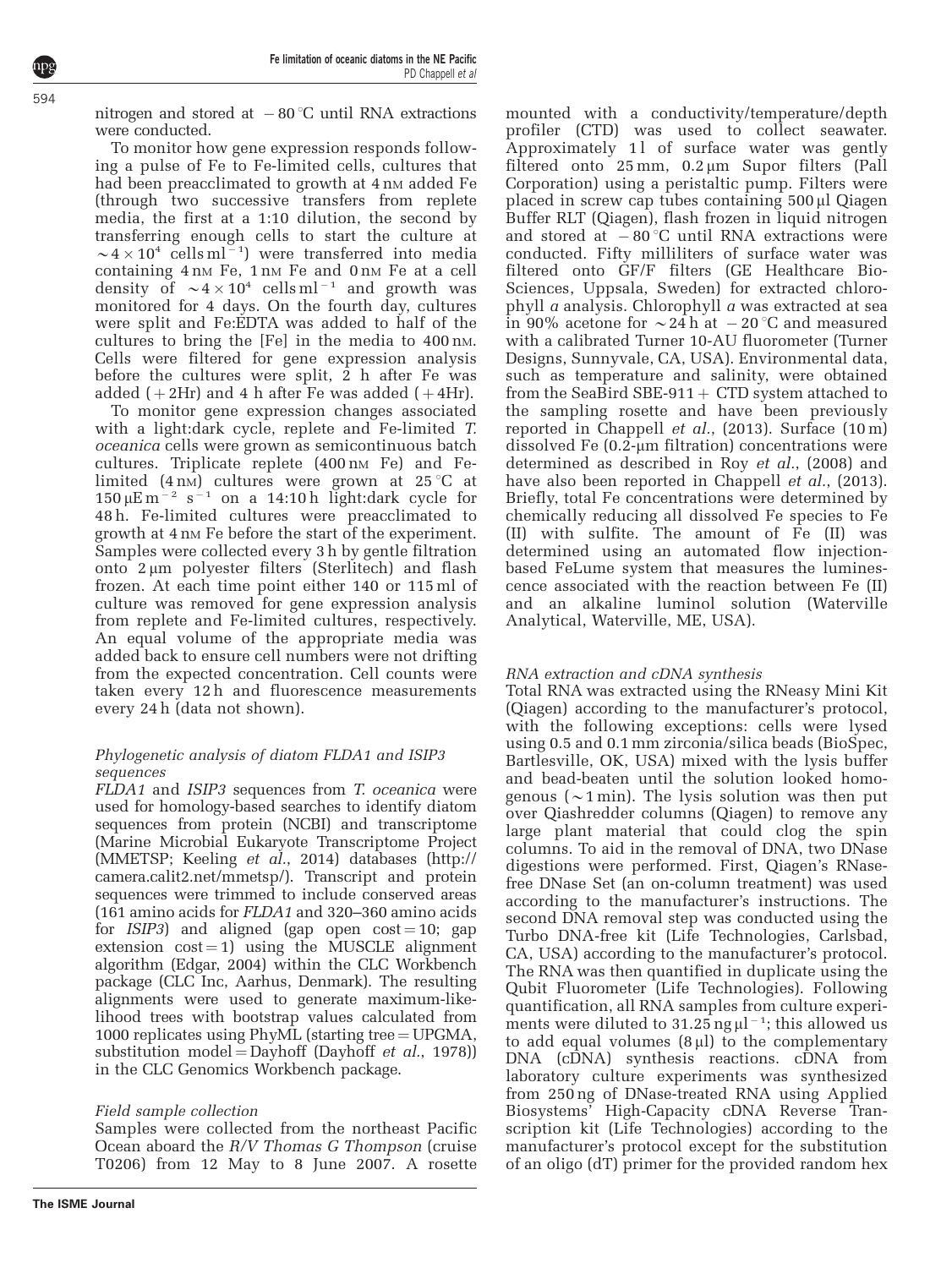nitrogen and stored at −80 °C until RNA extractions were conducted.

To monitor how gene expression responds following a pulse of Fe to Fe-limited cells, cultures that had been preacclimated to growth at 4 nM added Fe (through two successive transfers from replete media, the first at a 1:10 dilution, the second by transferring enough cells to start the culture at $\sim 4 \times 10^4$ cells ml$^{-1}$) were transferred into media containing 4 nM Fe, 1 nM Fe and 0 nM Fe at a cell density of $\sim 4 \times 10^4$ cells ml$^{-1}$ and growth was monitored for 4 days. On the fourth day, cultures were split and Fe:EDTA was added to half of the cultures to bring the [Fe] in the media to 400 nM. Cells were filtered for gene expression analysis before the cultures were split, 2 h after Fe was added (+2Hr) and 4 h after Fe was added (+4Hr).

To monitor gene expression changes associated with a light:dark cycle, replete and Fe-limited *T. oceanica* cells were grown as semicontinuous batch cultures. Triplicate replete (400 nM Fe) and Fe-limited (4 nM) cultures were grown at 25 °C at 150 μE m$^{-2}$ s$^{-1}$ on a 14:10 h light:dark cycle for 48 h. Fe-limited cultures were preacclimated to growth at 4 nM Fe before the start of the experiment. Samples were collected every 3 h by gentle filtration onto 2 μm polyester filters (Sterlitech) and flash frozen. At each time point either 140 or 115 ml of culture was removed for gene expression analysis from replete and Fe-limited cultures, respectively. An equal volume of the appropriate media was added back to ensure cell numbers were not drifting from the expected concentration. Cell counts were taken every 12 h and fluorescence measurements every 24 h (data not shown).

### *Phylogenetic analysis of diatom FLDA1 and ISIP3 sequences*

*FLDA1* and *ISIP3* sequences from *T. oceanica* were used for homology-based searches to identify diatom sequences from protein (NCBI) and transcriptome (Marine Microbial Eukaryote Transcriptome Project (MMETSP; Keeling *et al.*, 2014) databases (http://camera.calit2.net/mmetsp/). Transcript and protein sequences were trimmed to include conserved areas (161 amino acids for *FLDA1* and 320–360 amino acids for *ISIP3*) and aligned (gap open cost = 10; gap extension cost = 1) using the MUSCLE alignment algorithm (Edgar, 2004) within the CLC Workbench package (CLC Inc, Aarhus, Denmark). The resulting alignments were used to generate maximum-likelihood trees with bootstrap values calculated from 1000 replicates using PhyML (starting tree = UPGMA, substitution model = Dayhoff (Dayhoff *et al.*, 1978)) in the CLC Genomics Workbench package.

### *Field sample collection*

Samples were collected from the northeast Pacific Ocean aboard the *R/V Thomas G Thompson* (cruise T0206) from 12 May to 8 June 2007. A rosette mounted with a conductivity/temperature/depth profiler (CTD) was used to collect seawater. Approximately 1 l of surface water was gently filtered onto 25 mm, 0.2 μm Supor filters (Pall Corporation) using a peristaltic pump. Filters were placed in screw cap tubes containing 500 μl Qiagen Buffer RLT (Qiagen), flash frozen in liquid nitrogen and stored at −80 °C until RNA extractions were conducted. Fifty milliliters of surface water was filtered onto GF/F filters (GE Healthcare Bio-Sciences, Uppsala, Sweden) for extracted chlorophyll *a* analysis. Chlorophyll *a* was extracted at sea in 90% acetone for ~24 h at −20 °C and measured with a calibrated Turner 10-AU fluorometer (Turner Designs, Sunnyvale, CA, USA). Environmental data, such as temperature and salinity, were obtained from the SeaBird SBE-911+ CTD system attached to the sampling rosette and have been previously reported in Chappell *et al.*, (2013). Surface (10 m) dissolved Fe (0.2-μm filtration) concentrations were determined as described in Roy *et al.*, (2008) and have also been reported in Chappell *et al.*, (2013). Briefly, total Fe concentrations were determined by chemically reducing all dissolved Fe species to Fe (II) with sulfite. The amount of Fe (II) was determined using an automated flow injection-based FeLume system that measures the luminescence associated with the reaction between Fe (II) and an alkaline luminol solution (Waterville Analytical, Waterville, ME, USA).

### *RNA extraction and cDNA synthesis*

Total RNA was extracted using the RNeasy Mini Kit (Qiagen) according to the manufacturer's protocol, with the following exceptions: cells were lysed using 0.5 and 0.1 mm zirconia/silica beads (BioSpec, Bartlesville, OK, USA) mixed with the lysis buffer and bead-beaten until the solution looked homogenous (~1 min). The lysis solution was then put over Qiashredder columns (Qiagen) to remove any large plant material that could clog the spin columns. To aid in the removal of DNA, two DNase digestions were performed. First, Qiagen's RNase-free DNase Set (an on-column treatment) was used according to the manufacturer's instructions. The second DNA removal step was conducted using the Turbo DNA-free kit (Life Technologies, Carlsbad, CA, USA) according to the manufacturer's protocol. The RNA was then quantified in duplicate using the Qubit Fluorometer (Life Technologies). Following quantification, all RNA samples from culture experiments were diluted to 31.25 ng μl$^{-1}$; this allowed us to add equal volumes (8 μl) to the complementary DNA (cDNA) synthesis reactions. cDNA from laboratory culture experiments was synthesized from 250 ng of DNase-treated RNA using Applied Biosystems' High-Capacity cDNA Reverse Transcription kit (Life Technologies) according to the manufacturer's protocol except for the substitution of an oligo (dT) primer for the provided random hex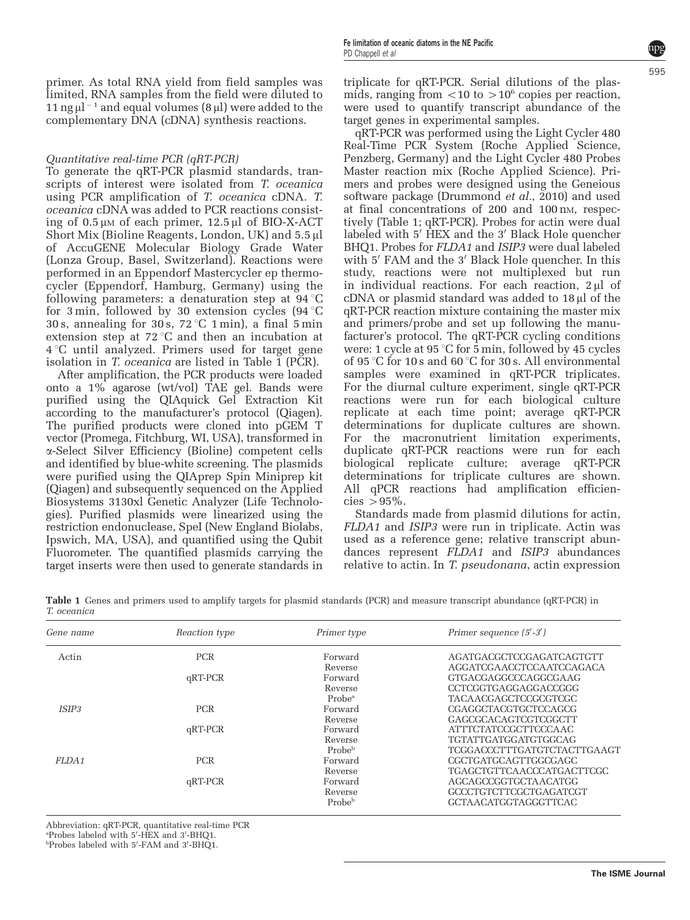primer. As total RNA yield from field samples was limited, RNA samples from the field were diluted to 11 ng μl$^{-1}$ and equal volumes (8 μl) were added to the complementary DNA (cDNA) synthesis reactions.

*Quantitative real-time PCR (qRT-PCR)*

To generate the qRT-PCR plasmid standards, transcripts of interest were isolated from *T. oceanica* using PCR amplification of *T. oceanica* cDNA. *T. oceanica* cDNA was added to PCR reactions consisting of 0.5 μM of each primer, 12.5 μl of BIO-X-ACT Short Mix (Bioline Reagents, London, UK) and 5.5 μl of AccuGENE Molecular Biology Grade Water (Lonza Group, Basel, Switzerland). Reactions were performed in an Eppendorf Mastercycler ep thermocycler (Eppendorf, Hamburg, Germany) using the following parameters: a denaturation step at 94 °C for 3 min, followed by 30 extension cycles (94 °C 30 s, annealing for 30 s, 72 °C 1 min), a final 5 min extension step at 72 °C and then an incubation at 4 °C until analyzed. Primers used for target gene isolation in *T. oceanica* are listed in Table 1 (PCR).

After amplification, the PCR products were loaded onto a 1% agarose (wt/vol) TAE gel. Bands were purified using the QIAquick Gel Extraction Kit according to the manufacturer's protocol (Qiagen). The purified products were cloned into pGEM T vector (Promega, Fitchburg, WI, USA), transformed in α-Select Silver Efficiency (Bioline) competent cells and identified by blue-white screening. The plasmids were purified using the QIAprep Spin Miniprep kit (Qiagen) and subsequently sequenced on the Applied Biosystems 3130xl Genetic Analyzer (Life Technologies). Purified plasmids were linearized using the restriction endonuclease, SpeI (New England Biolabs, Ipswich, MA, USA), and quantified using the Qubit Fluorometer. The quantified plasmids carrying the target inserts were then used to generate standards in triplicate for qRT-PCR. Serial dilutions of the plasmids, ranging from <10 to >10$^6$ copies per reaction, were used to quantify transcript abundance of the target genes in experimental samples.

qRT-PCR was performed using the Light Cycler 480 Real-Time PCR System (Roche Applied Science, Penzberg, Germany) and the Light Cycler 480 Probes Master reaction mix (Roche Applied Science). Primers and probes were designed using the Geneious software package (Drummond *et al*., 2010) and used at final concentrations of 200 and 100 nM, respectively (Table 1; qRT-PCR). Probes for actin were dual labeled with 5′ HEX and the 3′ Black Hole quencher BHQ1. Probes for *FLDA1* and *ISIP3* were dual labeled with 5′ FAM and the 3′ Black Hole quencher. In this study, reactions were not multiplexed but run in individual reactions. For each reaction, 2 μl of cDNA or plasmid standard was added to 18 μl of the qRT-PCR reaction mixture containing the master mix and primers/probe and set up following the manufacturer's protocol. The qRT-PCR cycling conditions were: 1 cycle at 95 °C for 5 min, followed by 45 cycles of 95 °C for 10 s and 60 °C for 30 s. All environmental samples were examined in qRT-PCR triplicates. For the diurnal culture experiment, single qRT-PCR reactions were run for each biological culture replicate at each time point; average qRT-PCR determinations for duplicate cultures are shown. For the macronutrient limitation experiments, duplicate qRT-PCR reactions were run for each biological replicate culture; average qRT-PCR determinations for triplicate cultures are shown. All qPCR reactions had amplification efficiencies >95%.

Standards made from plasmid dilutions for actin, *FLDA1* and *ISIP3* were run in triplicate. Actin was used as a reference gene; relative transcript abundances represent *FLDA1* and *ISIP3* abundances relative to actin. In *T. pseudonana*, actin expression

**Table 1** Genes and primers used to amplify targets for plasmid standards (PCR) and measure transcript abundance (qRT-PCR) in *T. oceanica*

| *Gene name* | *Reaction type* | *Primer type* | *Primer sequence (5′-3′)* |
|---|---|---|---|
| Actin | PCR | Forward | AGATGACGCTCCGAGATCAGTGTT |
| | | Reverse | AGGATCGAACCTCCAATCCAGACA |
| | qRT-PCR | Forward | GTGACGAGGCCCAGGCGAAG |
| | | Reverse | CCTCGGTGAGGAGGACCGGG |
| | | Probe[a] | TACAACGAGCTCCGCGTCGC |
| *ISIP3* | PCR | Forward | CGAGGCTACGTGCTCCAGCG |
| | | Reverse | GAGCGCACAGTCGTCGGCTT |
| | qRT-PCR | Forward | ATTTCTATCCGCTTCCCAAC |
| | | Reverse | TGTATTGATGGATGTGGCAG |
| | | Probe[b] | TCGGACCCTTTGATGTCTACTTGAAGT |
| *FLDA1* | PCR | Forward | CGCTGATGCAGTTGGCGAGC |
| | | Reverse | TGAGCTGTTCAACCCATGACTTCGC |
| | qRT-PCR | Forward | AGCAGCCGGTGCTAACATGG |
| | | Reverse | GCCCTGTCTTCGCTGAGATCGT |
| | | Probe[b] | GCTAACATGGTAGGGTTCAC |

Abbreviation: qRT-PCR, quantitative real-time PCR
[a]Probes labeled with 5′-HEX and 3′-BHQ1.
[b]Probes labeled with 5′-FAM and 3′-BHQ1.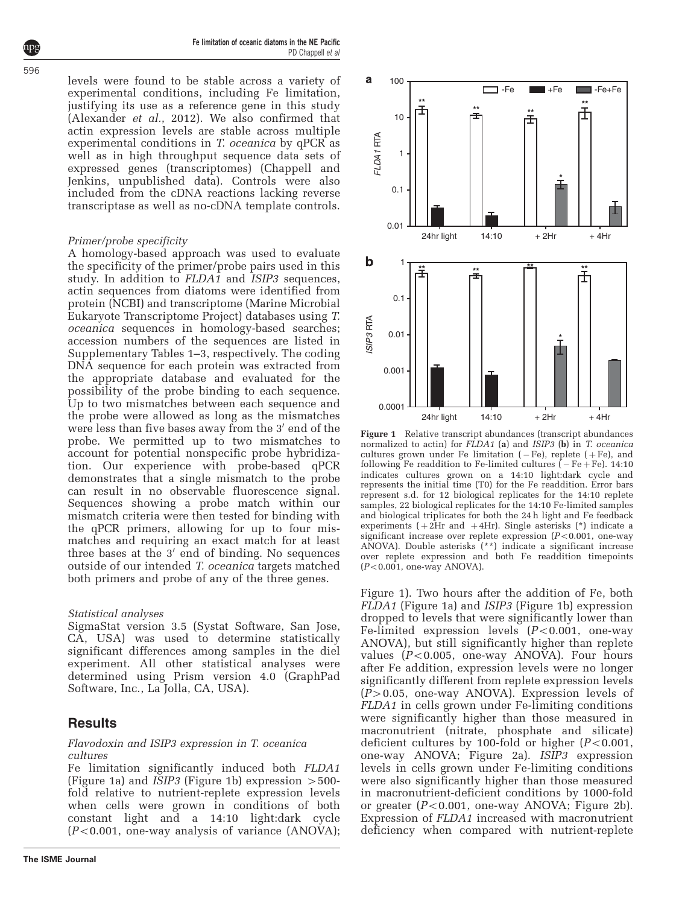levels were found to be stable across a variety of experimental conditions, including Fe limitation, justifying its use as a reference gene in this study (Alexander *et al*., 2012). We also confirmed that actin expression levels are stable across multiple experimental conditions in *T. oceanica* by qPCR as well as in high throughput sequence data sets of expressed genes (transcriptomes) (Chappell and Jenkins, unpublished data). Controls were also included from the cDNA reactions lacking reverse transcriptase as well as no-cDNA template controls.

*Primer/probe specificity*

A homology-based approach was used to evaluate the specificity of the primer/probe pairs used in this study. In addition to *FLDA1* and *ISIP3* sequences, actin sequences from diatoms were identified from protein (NCBI) and transcriptome (Marine Microbial Eukaryote Transcriptome Project) databases using *T. oceanica* sequences in homology-based searches; accession numbers of the sequences are listed in Supplementary Tables 1–3, respectively. The coding DNA sequence for each protein was extracted from the appropriate database and evaluated for the possibility of the probe binding to each sequence. Up to two mismatches between each sequence and the probe were allowed as long as the mismatches were less than five bases away from the 3′ end of the probe. We permitted up to two mismatches to account for potential nonspecific probe hybridization. Our experience with probe-based qPCR demonstrates that a single mismatch to the probe can result in no observable fluorescence signal. Sequences showing a probe match within our mismatch criteria were then tested for binding with the qPCR primers, allowing for up to four mismatches and requiring an exact match for at least three bases at the 3′ end of binding. No sequences outside of our intended *T. oceanica* targets matched both primers and probe of any of the three genes.

*Statistical analyses*

SigmaStat version 3.5 (Systat Software, San Jose, CA, USA) was used to determine statistically significant differences among samples in the diel experiment. All other statistical analyses were determined using Prism version 4.0 (GraphPad Software, Inc., La Jolla, CA, USA).

## Results

*Flavodoxin and ISIP3 expression in T. oceanica cultures*

Fe limitation significantly induced both *FLDA1* (Figure 1a) and *ISIP3* (Figure 1b) expression >500-fold relative to nutrient-replete expression levels when cells were grown in conditions of both constant light and a 14:10 light:dark cycle ($P<0.001$, one-way analysis of variance (ANOVA); Figure 1). Two hours after the addition of Fe, both *FLDA1* (Figure 1a) and *ISIP3* (Figure 1b) expression dropped to levels that were significantly lower than Fe-limited expression levels ($P<0.001$, one-way ANOVA), but still significantly higher than replete values ($P<0.005$, one-way ANOVA). Four hours after Fe addition, expression levels were no longer significantly different from replete expression levels ($P>0.05$, one-way ANOVA). Expression levels of *FLDA1* in cells grown under Fe-limiting conditions were significantly higher than those measured in macronutrient (nitrate, phosphate and silicate) deficient cultures by 100-fold or higher ($P<0.001$, one-way ANOVA; Figure 2a). *ISIP3* expression levels in cells grown under Fe-limiting conditions were also significantly higher than those measured in macronutrient-deficient conditions by 1000-fold or greater ($P<0.001$, one-way ANOVA; Figure 2b). Expression of *FLDA1* increased with macronutrient deficiency when compared with nutrient-replete

**Figure 1** Relative transcript abundances (transcript abundances normalized to actin) for *FLDA1* (**a**) and *ISIP3* (**b**) in *T. oceanica* cultures grown under Fe limitation (−Fe), replete (+Fe), and following Fe readdition to Fe-limited cultures (−Fe+Fe). 14:10 indicates cultures grown on a 14:10 light:dark cycle and represents the initial time (T0) for the Fe readdition. Error bars represent s.d. for 12 biological replicates for the 14:10 replete samples, 22 biological replicates for the 14:10 Fe-limited samples and biological triplicates for both the 24 h light and Fe feedback experiments (+2Hr and +4Hr). Single asterisks (*) indicate a significant increase over replete expression ($P<0.001$, one-way ANOVA). Double asterisks (**) indicate a significant increase over replete expression and both Fe readdition timepoints ($P<0.001$, one-way ANOVA).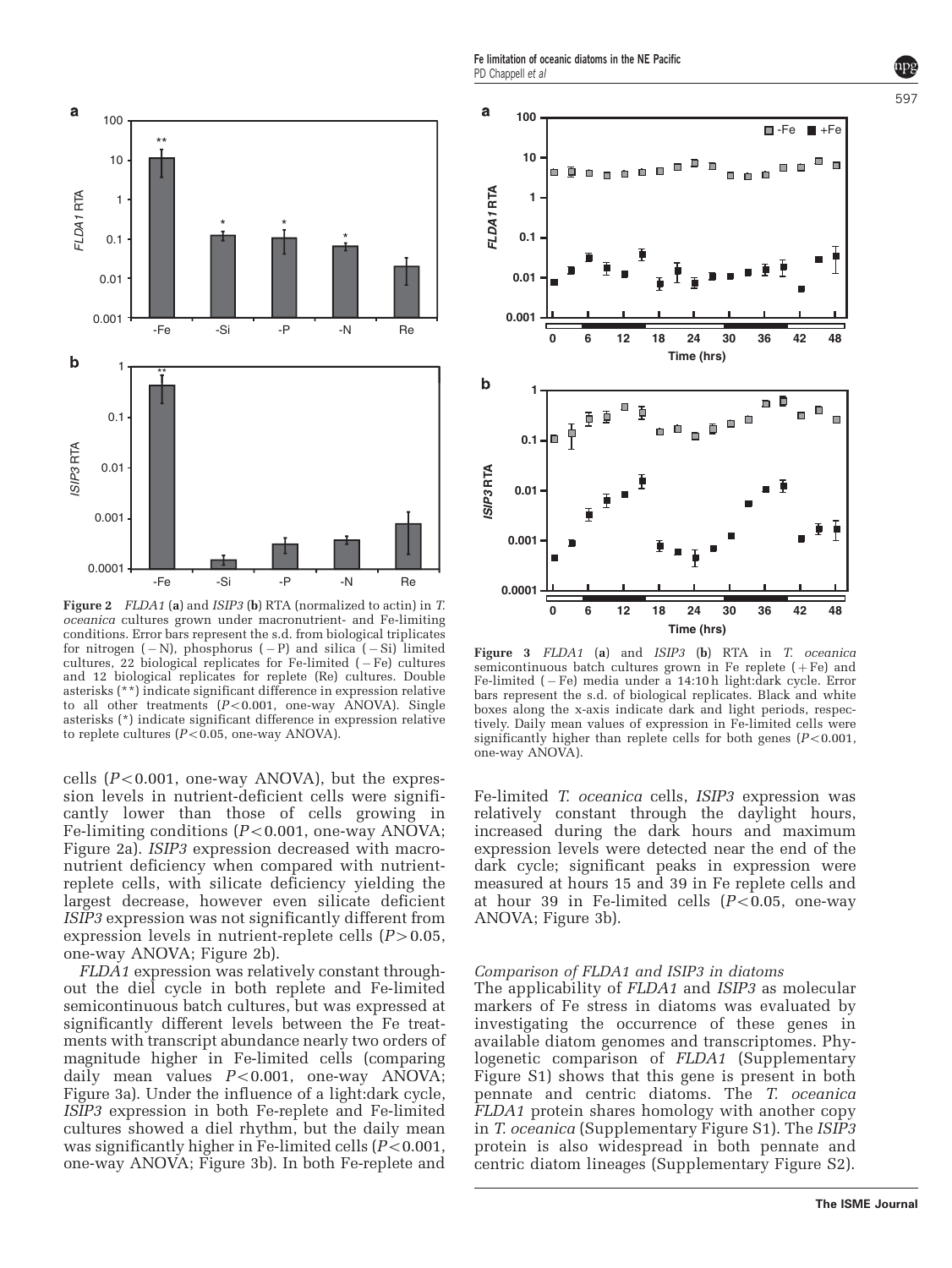**Figure 2** *FLDA1* (**a**) and *ISIP3* (**b**) RTA (normalized to actin) in *T. oceanica* cultures grown under macronutrient- and Fe-limiting conditions. Error bars represent the s.d. from biological triplicates for nitrogen (−N), phosphorus (−P) and silica (−Si) limited cultures, 22 biological replicates for Fe-limited (−Fe) cultures and 12 biological replicates for replete (Re) cultures. Double asterisks (**) indicate significant difference in expression relative to all other treatments ($P<0.001$, one-way ANOVA). Single asterisks (*) indicate significant difference in expression relative to replete cultures ($P<0.05$, one-way ANOVA).

**Figure 3** *FLDA1* (**a**) and *ISIP3* (**b**) RTA in *T. oceanica* semicontinuous batch cultures grown in Fe replete (+Fe) and Fe-limited (−Fe) media under a 14:10 h light:dark cycle. Error bars represent the s.d. of biological replicates. Black and white boxes along the x-axis indicate dark and light periods, respectively. Daily mean values of expression in Fe-limited cells were significantly higher than replete cells for both genes ($P<0.001$, one-way ANOVA).

cells ($P<0.001$, one-way ANOVA), but the expression levels in nutrient-deficient cells were significantly lower than those of cells growing in Fe-limiting conditions ($P<0.001$, one-way ANOVA; Figure 2a). *ISIP3* expression decreased with macronutrient deficiency when compared with nutrient-replete cells, with silicate deficiency yielding the largest decrease, however even silicate deficient *ISIP3* expression was not significantly different from expression levels in nutrient-replete cells ($P>0.05$, one-way ANOVA; Figure 2b).

*FLDA1* expression was relatively constant throughout the diel cycle in both replete and Fe-limited semicontinuous batch cultures, but was expressed at significantly different levels between the Fe treatments with transcript abundance nearly two orders of magnitude higher in Fe-limited cells (comparing daily mean values $P<0.001$, one-way ANOVA; Figure 3a). Under the influence of a light:dark cycle, *ISIP3* expression in both Fe-replete and Fe-limited cultures showed a diel rhythm, but the daily mean was significantly higher in Fe-limited cells ($P<0.001$, one-way ANOVA; Figure 3b). In both Fe-replete and Fe-limited *T. oceanica* cells, *ISIP3* expression was relatively constant through the daylight hours, increased during the dark hours and maximum expression levels were detected near the end of the dark cycle; significant peaks in expression were measured at hours 15 and 39 in Fe replete cells and at hour 39 in Fe-limited cells ($P<0.05$, one-way ANOVA; Figure 3b).

### Comparison of FLDA1 and ISIP3 in diatoms

The applicability of *FLDA1* and *ISIP3* as molecular markers of Fe stress in diatoms was evaluated by investigating the occurrence of these genes in available diatom genomes and transcriptomes. Phylogenetic comparison of *FLDA1* (Supplementary Figure S1) shows that this gene is present in both pennate and centric diatoms. The *T. oceanica* *FLDA1* protein shares homology with another copy in *T. oceanica* (Supplementary Figure S1). The *ISIP3* protein is also widespread in both pennate and centric diatom lineages (Supplementary Figure S2).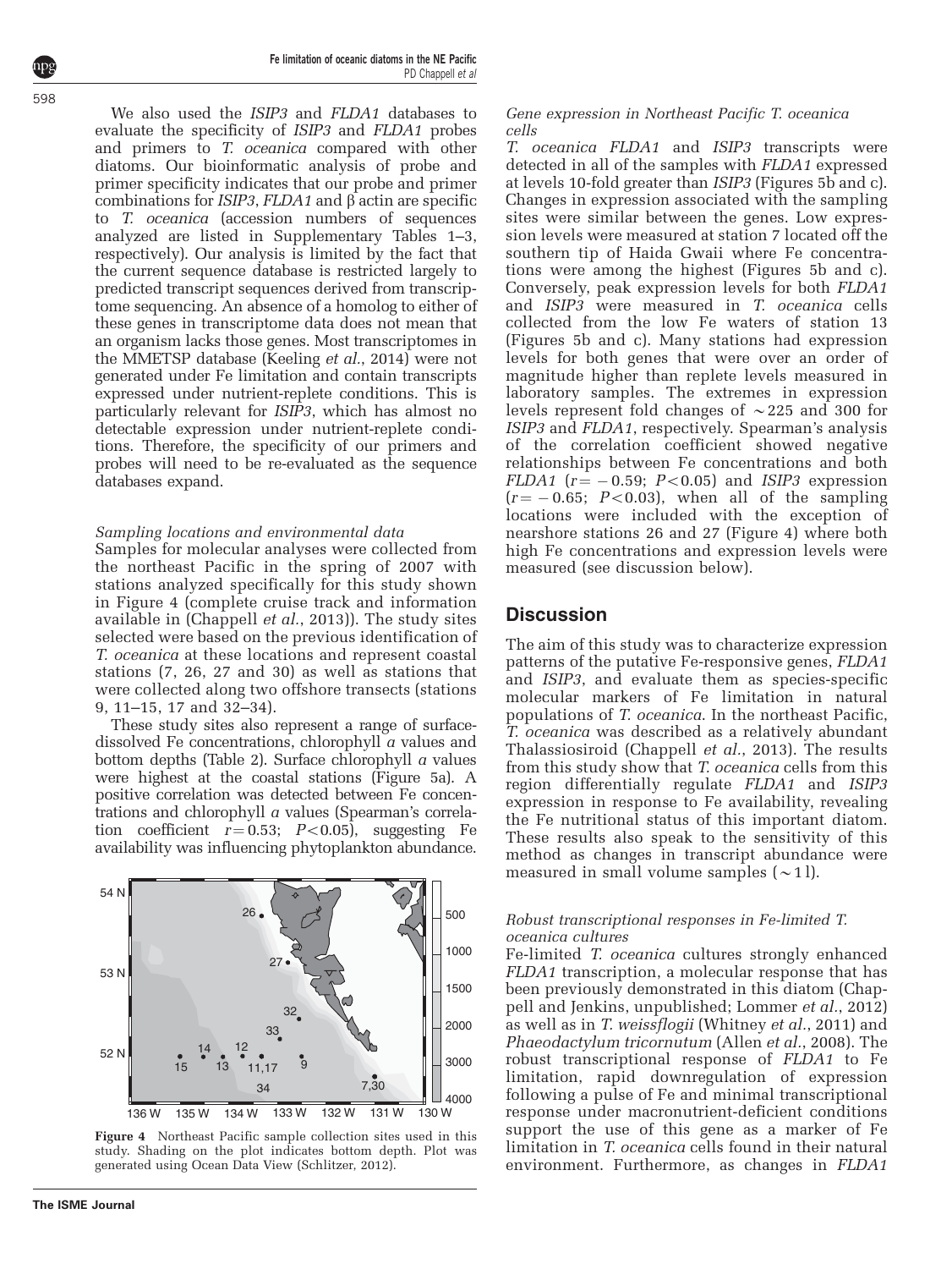We also used the *ISIP3* and *FLDA1* databases to evaluate the specificity of *ISIP3* and *FLDA1* probes and primers to *T. oceanica* compared with other diatoms. Our bioinformatic analysis of probe and primer specificity indicates that our probe and primer combinations for *ISIP3*, *FLDA1* and β actin are specific to *T. oceanica* (accession numbers of sequences analyzed are listed in Supplementary Tables 1–3, respectively). Our analysis is limited by the fact that the current sequence database is restricted largely to predicted transcript sequences derived from transcriptome sequencing. An absence of a homolog to either of these genes in transcriptome data does not mean that an organism lacks those genes. Most transcriptomes in the MMETSP database (Keeling *et al.*, 2014) were not generated under Fe limitation and contain transcripts expressed under nutrient-replete conditions. This is particularly relevant for *ISIP3*, which has almost no detectable expression under nutrient-replete conditions. Therefore, the specificity of our primers and probes will need to be re-evaluated as the sequence databases expand.

*Sampling locations and environmental data*

Samples for molecular analyses were collected from the northeast Pacific in the spring of 2007 with stations analyzed specifically for this study shown in Figure 4 (complete cruise track and information available in (Chappell *et al.*, 2013)). The study sites selected were based on the previous identification of *T. oceanica* at these locations and represent coastal stations (7, 26, 27 and 30) as well as stations that were collected along two offshore transects (stations 9, 11–15, 17 and 32–34).

These study sites also represent a range of surface-dissolved Fe concentrations, chlorophyll *a* values and bottom depths (Table 2). Surface chlorophyll *a* values were highest at the coastal stations (Figure 5a). A positive correlation was detected between Fe concentrations and chlorophyll *a* values (Spearman's correlation coefficient $r = 0.53$; $P < 0.05$), suggesting Fe availability was influencing phytoplankton abundance.

**Figure 4** Northeast Pacific sample collection sites used in this study. Shading on the plot indicates bottom depth. Plot was generated using Ocean Data View (Schlitzer, 2012).

*Gene expression in Northeast Pacific T. oceanica cells*

*T. oceanica FLDA1* and *ISIP3* transcripts were detected in all of the samples with *FLDA1* expressed at levels 10-fold greater than *ISIP3* (Figures 5b and c). Changes in expression associated with the sampling sites were similar between the genes. Low expression levels were measured at station 7 located off the southern tip of Haida Gwaii where Fe concentrations were among the highest (Figures 5b and c). Conversely, peak expression levels for both *FLDA1* and *ISIP3* were measured in *T. oceanica* cells collected from the low Fe waters of station 13 (Figures 5b and c). Many stations had expression levels for both genes that were over an order of magnitude higher than replete levels measured in laboratory samples. The extremes in expression levels represent fold changes of ∼225 and 300 for *ISIP3* and *FLDA1*, respectively. Spearman's analysis of the correlation coefficient showed negative relationships between Fe concentrations and both *FLDA1* ($r = -0.59$; $P < 0.05$) and *ISIP3* expression ($r = -0.65$; $P < 0.03$), when all of the sampling locations were included with the exception of nearshore stations 26 and 27 (Figure 4) where both high Fe concentrations and expression levels were measured (see discussion below).

## Discussion

The aim of this study was to characterize expression patterns of the putative Fe-responsive genes, *FLDA1* and *ISIP3*, and evaluate them as species-specific molecular markers of Fe limitation in natural populations of *T. oceanica*. In the northeast Pacific, *T. oceanica* was described as a relatively abundant Thalassiosiroid (Chappell *et al.*, 2013). The results from this study show that *T. oceanica* cells from this region differentially regulate *FLDA1* and *ISIP3* expression in response to Fe availability, revealing the Fe nutritional status of this important diatom. These results also speak to the sensitivity of this method as changes in transcript abundance were measured in small volume samples (∼1 l).

*Robust transcriptional responses in Fe-limited T. oceanica cultures*

Fe-limited *T. oceanica* cultures strongly enhanced *FLDA1* transcription, a molecular response that has been previously demonstrated in this diatom (Chappell and Jenkins, unpublished; Lommer *et al.*, 2012) as well as in *T. weissflogii* (Whitney *et al.*, 2011) and *Phaeodactylum tricornutum* (Allen *et al.*, 2008). The robust transcriptional response of *FLDA1* to Fe limitation, rapid downregulation of expression following a pulse of Fe and minimal transcriptional response under macronutrient-deficient conditions support the use of this gene as a marker of Fe limitation in *T. oceanica* cells found in their natural environment. Furthermore, as changes in *FLDA1*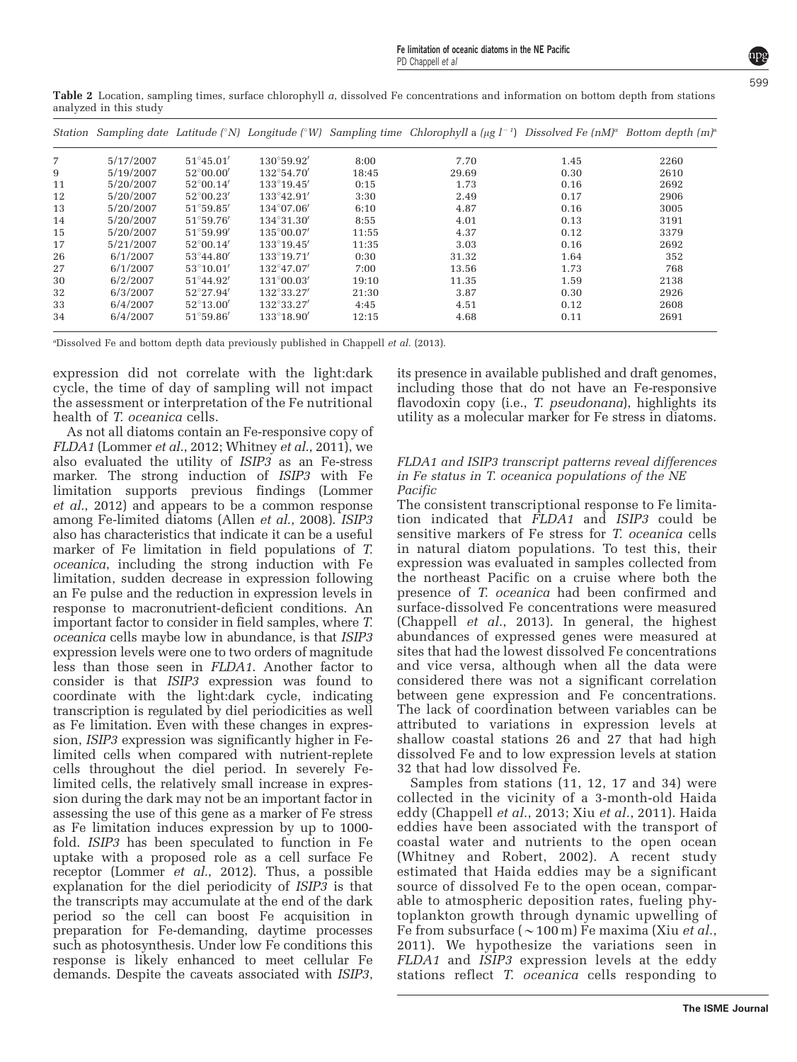**Table 2** Location, sampling times, surface chlorophyll *a*, dissolved Fe concentrations and information on bottom depth from stations analyzed in this study

| Station | Sampling date | Latitude (°N) | Longitude (°W) | Sampling time | Chlorophyll a ($\mu g\ l^{-1}$) | Dissolved Fe (nM)[a] | Bottom depth (m)[a] |
|---|---|---|---|---|---|---|---|
| 7 | 5/17/2007 | 51°45.01′ | 130°59.92′ | 8:00 | 7.70 | 1.45 | 2260 |
| 9 | 5/19/2007 | 52°00.00′ | 132°54.70′ | 18:45 | 29.69 | 0.30 | 2610 |
| 11 | 5/20/2007 | 52°00.14′ | 133°19.45′ | 0:15 | 1.73 | 0.16 | 2692 |
| 12 | 5/20/2007 | 52°00.23′ | 133°42.91′ | 3:30 | 2.49 | 0.17 | 2906 |
| 13 | 5/20/2007 | 51°59.85′ | 134°07.06′ | 6:10 | 4.87 | 0.16 | 3005 |
| 14 | 5/20/2007 | 51°59.76′ | 134°31.30′ | 8:55 | 4.01 | 0.13 | 3191 |
| 15 | 5/20/2007 | 51°59.99′ | 135°00.07′ | 11:55 | 4.37 | 0.12 | 3379 |
| 17 | 5/21/2007 | 52°00.14′ | 133°19.45′ | 11:35 | 3.03 | 0.16 | 2692 |
| 26 | 6/1/2007 | 53°44.80′ | 133°19.71′ | 0:30 | 31.32 | 1.64 | 352 |
| 27 | 6/1/2007 | 53°10.01′ | 132°47.07′ | 7:00 | 13.56 | 1.73 | 768 |
| 30 | 6/2/2007 | 51°44.92′ | 131°00.03′ | 19:10 | 11.35 | 1.59 | 2138 |
| 32 | 6/3/2007 | 52°27.94′ | 132°33.27′ | 21:30 | 3.87 | 0.30 | 2926 |
| 33 | 6/4/2007 | 52°13.00′ | 132°33.27′ | 4:45 | 4.51 | 0.12 | 2608 |
| 34 | 6/4/2007 | 51°59.86′ | 133°18.90′ | 12:15 | 4.68 | 0.11 | 2691 |

[a]Dissolved Fe and bottom depth data previously published in Chappell *et al.* (2013).

expression did not correlate with the light:dark cycle, the time of day of sampling will not impact the assessment or interpretation of the Fe nutritional health of *T. oceanica* cells.

As not all diatoms contain an Fe-responsive copy of *FLDA1* (Lommer *et al.*, 2012; Whitney *et al.*, 2011), we also evaluated the utility of *ISIP3* as an Fe-stress marker. The strong induction of *ISIP3* with Fe limitation supports previous findings (Lommer *et al.*, 2012) and appears to be a common response among Fe-limited diatoms (Allen *et al.*, 2008). *ISIP3* also has characteristics that indicate it can be a useful marker of Fe limitation in field populations of *T. oceanica*, including the strong induction with Fe limitation, sudden decrease in expression following an Fe pulse and the reduction in expression levels in response to macronutrient-deficient conditions. An important factor to consider in field samples, where *T. oceanica* cells maybe low in abundance, is that *ISIP3* expression levels were one to two orders of magnitude less than those seen in *FLDA1*. Another factor to consider is that *ISIP3* expression was found to coordinate with the light:dark cycle, indicating transcription is regulated by diel periodicities as well as Fe limitation. Even with these changes in expression, *ISIP3* expression was significantly higher in Fe-limited cells when compared with nutrient-replete cells throughout the diel period. In severely Fe-limited cells, the relatively small increase in expression during the dark may not be an important factor in assessing the use of this gene as a marker of Fe stress as Fe limitation induces expression by up to 1000-fold. *ISIP3* has been speculated to function in Fe uptake with a proposed role as a cell surface Fe receptor (Lommer *et al.*, 2012). Thus, a possible explanation for the diel periodicity of *ISIP3* is that the transcripts may accumulate at the end of the dark period so the cell can boost Fe acquisition in preparation for Fe-demanding, daytime processes such as photosynthesis. Under low Fe conditions this response is likely enhanced to meet cellular Fe demands. Despite the caveats associated with *ISIP3*, its presence in available published and draft genomes, including those that do not have an Fe-responsive flavodoxin copy (i.e., *T. pseudonana*), highlights its utility as a molecular marker for Fe stress in diatoms.

### *FLDA1 and ISIP3 transcript patterns reveal differences in Fe status in T. oceanica populations of the NE Pacific*

The consistent transcriptional response to Fe limitation indicated that *FLDA1* and *ISIP3* could be sensitive markers of Fe stress for *T. oceanica* cells in natural diatom populations. To test this, their expression was evaluated in samples collected from the northeast Pacific on a cruise where both the presence of *T. oceanica* had been confirmed and surface-dissolved Fe concentrations were measured (Chappell *et al.*, 2013). In general, the highest abundances of expressed genes were measured at sites that had the lowest dissolved Fe concentrations and vice versa, although when all the data were considered there was not a significant correlation between gene expression and Fe concentrations. The lack of coordination between variables can be attributed to variations in expression levels at shallow coastal stations 26 and 27 that had high dissolved Fe and to low expression levels at station 32 that had low dissolved Fe.

Samples from stations (11, 12, 17 and 34) were collected in the vicinity of a 3-month-old Haida eddy (Chappell *et al.*, 2013; Xiu *et al.*, 2011). Haida eddies have been associated with the transport of coastal water and nutrients to the open ocean (Whitney and Robert, 2002). A recent study estimated that Haida eddies may be a significant source of dissolved Fe to the open ocean, comparable to atmospheric deposition rates, fueling phytoplankton growth through dynamic upwelling of Fe from subsurface (~100 m) Fe maxima (Xiu *et al.*, 2011). We hypothesize the variations seen in *FLDA1* and *ISIP3* expression levels at the eddy stations reflect *T. oceanica* cells responding to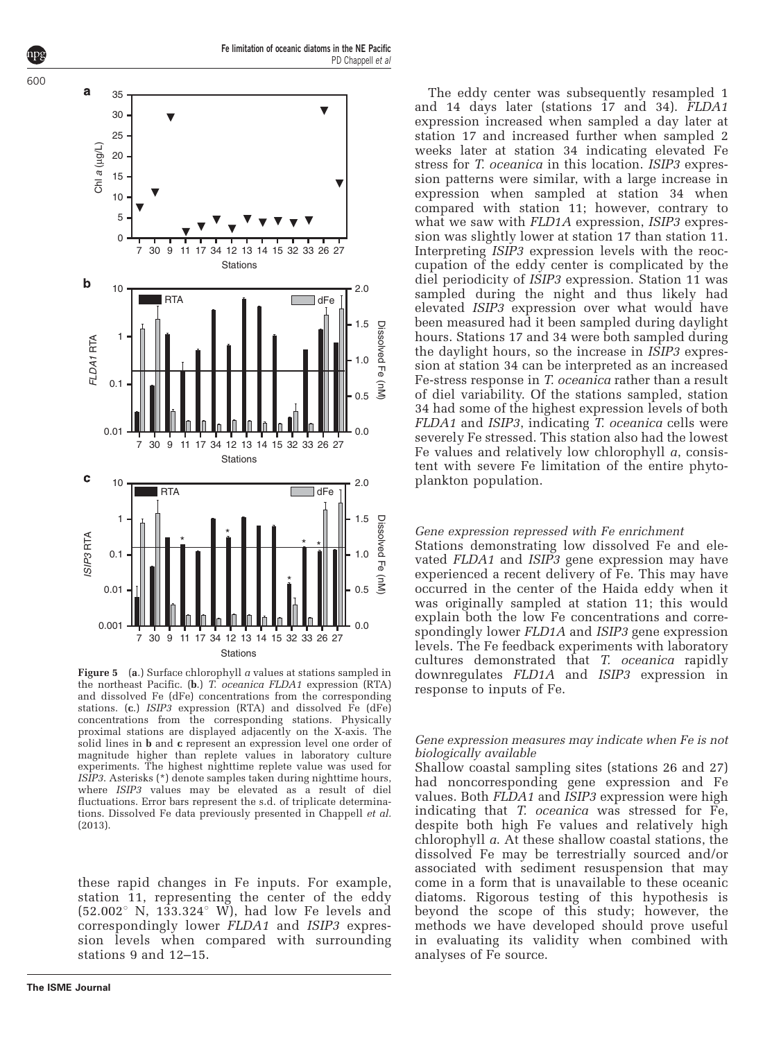**Figure 5** (**a**.) Surface chlorophyll *a* values at stations sampled in the northeast Pacific. (**b**.) *T. oceanica FLDA1* expression (RTA) and dissolved Fe (dFe) concentrations from the corresponding stations. (**c**.) *ISIP3* expression (RTA) and dissolved Fe (dFe) concentrations from the corresponding stations. Physically proximal stations are displayed adjacently on the X-axis. The solid lines in **b** and **c** represent an expression level one order of magnitude higher than replete values in laboratory culture experiments. The highest nighttime replete value was used for *ISIP3*. Asterisks (*) denote samples taken during nighttime hours, where *ISIP3* values may be elevated as a result of diel fluctuations. Error bars represent the s.d. of triplicate determinations. Dissolved Fe data previously presented in Chappell *et al.* (2013).

these rapid changes in Fe inputs. For example, station 11, representing the center of the eddy (52.002° N, 133.324° W), had low Fe levels and correspondingly lower *FLDA1* and *ISIP3* expression levels when compared with surrounding stations 9 and 12–15.

The eddy center was subsequently resampled 1 and 14 days later (stations 17 and 34). *FLDA1* expression increased when sampled a day later at station 17 and increased further when sampled 2 weeks later at station 34 indicating elevated Fe stress for *T. oceanica* in this location. *ISIP3* expression patterns were similar, with a large increase in expression when sampled at station 34 when compared with station 11; however, contrary to what we saw with *FLD1A* expression, *ISIP3* expression was slightly lower at station 17 than station 11. Interpreting *ISIP3* expression levels with the reoccupation of the eddy center is complicated by the diel periodicity of *ISIP3* expression. Station 11 was sampled during the night and thus likely had elevated *ISIP3* expression over what would have been measured had it been sampled during daylight hours. Stations 17 and 34 were both sampled during the daylight hours, so the increase in *ISIP3* expression at station 34 can be interpreted as an increased Fe-stress response in *T. oceanica* rather than a result of diel variability. Of the stations sampled, station 34 had some of the highest expression levels of both *FLDA1* and *ISIP3*, indicating *T. oceanica* cells were severely Fe stressed. This station also had the lowest Fe values and relatively low chlorophyll *a*, consistent with severe Fe limitation of the entire phytoplankton population.

### *Gene expression repressed with Fe enrichment*

Stations demonstrating low dissolved Fe and elevated *FLDA1* and *ISIP3* gene expression may have experienced a recent delivery of Fe. This may have occurred in the center of the Haida eddy when it was originally sampled at station 11; this would explain both the low Fe concentrations and correspondingly lower *FLD1A* and *ISIP3* gene expression levels. The Fe feedback experiments with laboratory cultures demonstrated that *T. oceanica* rapidly downregulates *FLD1A* and *ISIP3* expression in response to inputs of Fe.

### *Gene expression measures may indicate when Fe is not biologically available*

Shallow coastal sampling sites (stations 26 and 27) had noncorresponding gene expression and Fe values. Both *FLDA1* and *ISIP3* expression were high indicating that *T. oceanica* was stressed for Fe, despite both high Fe values and relatively high chlorophyll *a*. At these shallow coastal stations, the dissolved Fe may be terrestrially sourced and/or associated with sediment resuspension that may come in a form that is unavailable to these oceanic diatoms. Rigorous testing of this hypothesis is beyond the scope of this study; however, the methods we have developed should prove useful in evaluating its validity when combined with analyses of Fe source.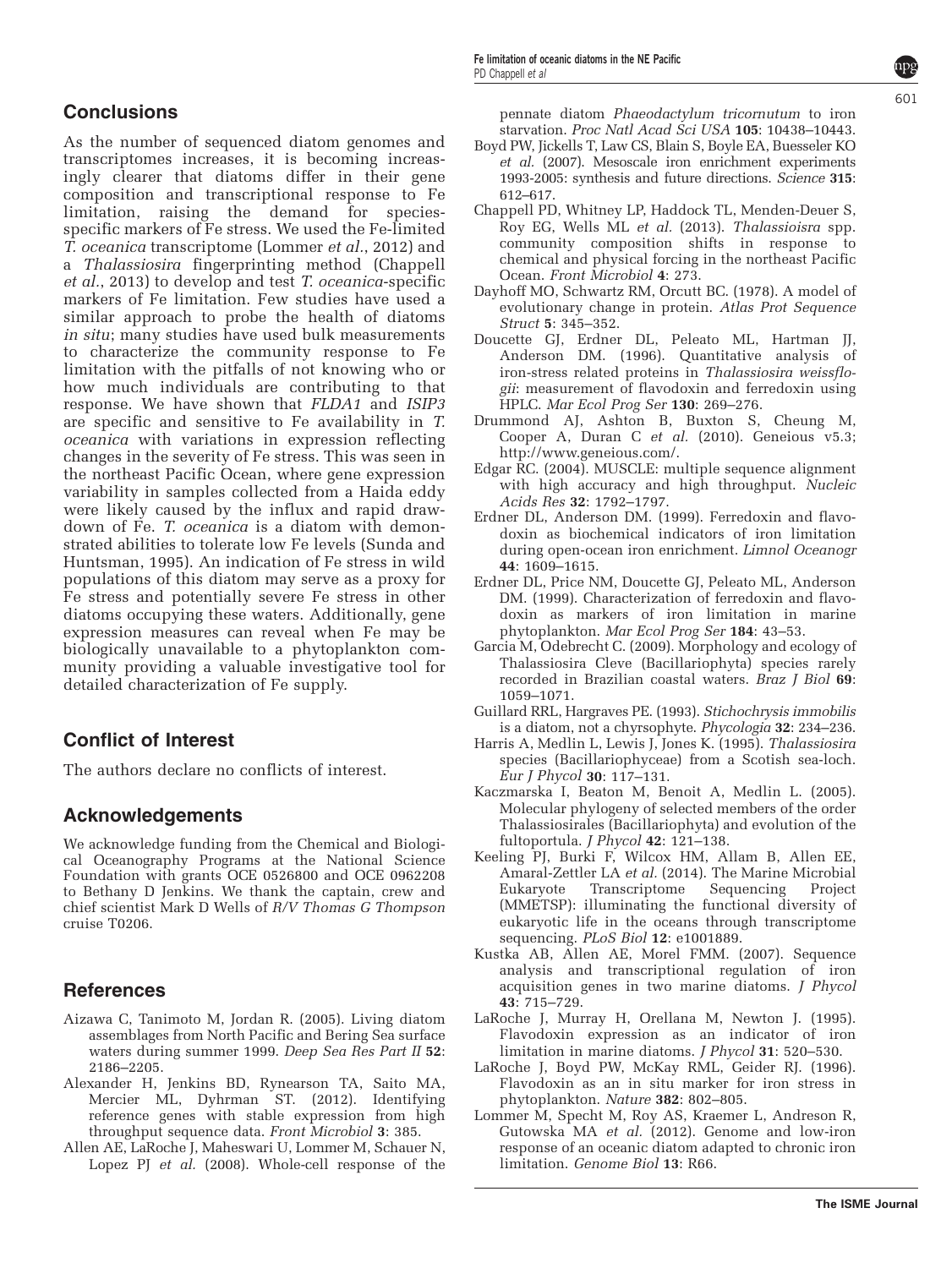## Conclusions

As the number of sequenced diatom genomes and transcriptomes increases, it is becoming increasingly clearer that diatoms differ in their gene composition and transcriptional response to Fe limitation, raising the demand for species-specific markers of Fe stress. We used the Fe-limited *T. oceanica* transcriptome (Lommer *et al*., 2012) and a *Thalassiosira* fingerprinting method (Chappell *et al*., 2013) to develop and test *T. oceanica*-specific markers of Fe limitation. Few studies have used a similar approach to probe the health of diatoms *in situ*; many studies have used bulk measurements to characterize the community response to Fe limitation with the pitfalls of not knowing who or how much individuals are contributing to that response. We have shown that *FLDA1* and *ISIP3* are specific and sensitive to Fe availability in *T. oceanica* with variations in expression reflecting changes in the severity of Fe stress. This was seen in the northeast Pacific Ocean, where gene expression variability in samples collected from a Haida eddy were likely caused by the influx and rapid drawdown of Fe. *T. oceanica* is a diatom with demonstrated abilities to tolerate low Fe levels (Sunda and Huntsman, 1995). An indication of Fe stress in wild populations of this diatom may serve as a proxy for Fe stress and potentially severe Fe stress in other diatoms occupying these waters. Additionally, gene expression measures can reveal when Fe may be biologically unavailable to a phytoplankton community providing a valuable investigative tool for detailed characterization of Fe supply.

## Conflict of Interest

The authors declare no conflicts of interest.

## Acknowledgements

We acknowledge funding from the Chemical and Biological Oceanography Programs at the National Science Foundation with grants OCE 0526800 and OCE 0962208 to Bethany D Jenkins. We thank the captain, crew and chief scientist Mark D Wells of *R/V Thomas G Thompson* cruise T0206.

## References

Aizawa C, Tanimoto M, Jordan R. (2005). Living diatom assemblages from North Pacific and Bering Sea surface waters during summer 1999. *Deep Sea Res Part II* **52**: 2186–2205.

Alexander H, Jenkins BD, Rynearson TA, Saito MA, Mercier ML, Dyhrman ST. (2012). Identifying reference genes with stable expression from high throughput sequence data. *Front Microbiol* **3**: 385.

Allen AE, LaRoche J, Maheswari U, Lommer M, Schauer N, Lopez PJ *et al.* (2008). Whole-cell response of the pennate diatom *Phaeodactylum tricornutum* to iron starvation. *Proc Natl Acad Sci USA* **105**: 10438–10443.

Boyd PW, Jickells T, Law CS, Blain S, Boyle EA, Buesseler KO *et al.* (2007). Mesoscale iron enrichment experiments 1993-2005: synthesis and future directions. *Science* **315**: 612–617.

Chappell PD, Whitney LP, Haddock TL, Menden-Deuer S, Roy EG, Wells ML *et al.* (2013). *Thalassioisra* spp. community composition shifts in response to chemical and physical forcing in the northeast Pacific Ocean. *Front Microbiol* **4**: 273.

Dayhoff MO, Schwartz RM, Orcutt BC. (1978). A model of evolutionary change in protein. *Atlas Prot Sequence Struct* **5**: 345–352.

Doucette GJ, Erdner DL, Peleato ML, Hartman JJ, Anderson DM. (1996). Quantitative analysis of iron-stress related proteins in *Thalassiosira weissflogii*: measurement of flavodoxin and ferredoxin using HPLC. *Mar Ecol Prog Ser* **130**: 269–276.

Drummond AJ, Ashton B, Buxton S, Cheung M, Cooper A, Duran C *et al.* (2010). Geneious v5.3; http://www.geneious.com/.

Edgar RC. (2004). MUSCLE: multiple sequence alignment with high accuracy and high throughput. *Nucleic Acids Res* **32**: 1792–1797.

Erdner DL, Anderson DM. (1999). Ferredoxin and flavodoxin as biochemical indicators of iron limitation during open-ocean iron enrichment. *Limnol Oceanogr* **44**: 1609–1615.

Erdner DL, Price NM, Doucette GJ, Peleato ML, Anderson DM. (1999). Characterization of ferredoxin and flavodoxin as markers of iron limitation in marine phytoplankton. *Mar Ecol Prog Ser* **184**: 43–53.

Garcia M, Odebrecht C. (2009). Morphology and ecology of Thalassiosira Cleve (Bacillariophyta) species rarely recorded in Brazilian coastal waters. *Braz J Biol* **69**: 1059–1071.

Guillard RRL, Hargraves PE. (1993). *Stichochrysis immobilis* is a diatom, not a chyrsophyte. *Phycologia* **32**: 234–236.

Harris A, Medlin L, Lewis J, Jones K. (1995). *Thalassiosira* species (Bacillariophyceae) from a Scotish sea-loch. *Eur J Phycol* **30**: 117–131.

Kaczmarska I, Beaton M, Benoit A, Medlin L. (2005). Molecular phylogeny of selected members of the order Thalassiosirales (Bacillariophyta) and evolution of the fultoportula. *J Phycol* **42**: 121–138.

Keeling PJ, Burki F, Wilcox HM, Allam B, Allen EE, Amaral-Zettler LA *et al.* (2014). The Marine Microbial Eukaryote Transcriptome Sequencing Project (MMETSP): illuminating the functional diversity of eukaryotic life in the oceans through transcriptome sequencing. *PLoS Biol* **12**: e1001889.

Kustka AB, Allen AE, Morel FMM. (2007). Sequence analysis and transcriptional regulation of iron acquisition genes in two marine diatoms. *J Phycol* **43**: 715–729.

LaRoche J, Murray H, Orellana M, Newton J. (1995). Flavodoxin expression as an indicator of iron limitation in marine diatoms. *J Phycol* **31**: 520–530.

LaRoche J, Boyd PW, McKay RML, Geider RJ. (1996). Flavodoxin as an in situ marker for iron stress in phytoplankton. *Nature* **382**: 802–805.

Lommer M, Specht M, Roy AS, Kraemer L, Andreson R, Gutowska MA *et al.* (2012). Genome and low-iron response of an oceanic diatom adapted to chronic iron limitation. *Genome Biol* **13**: R66.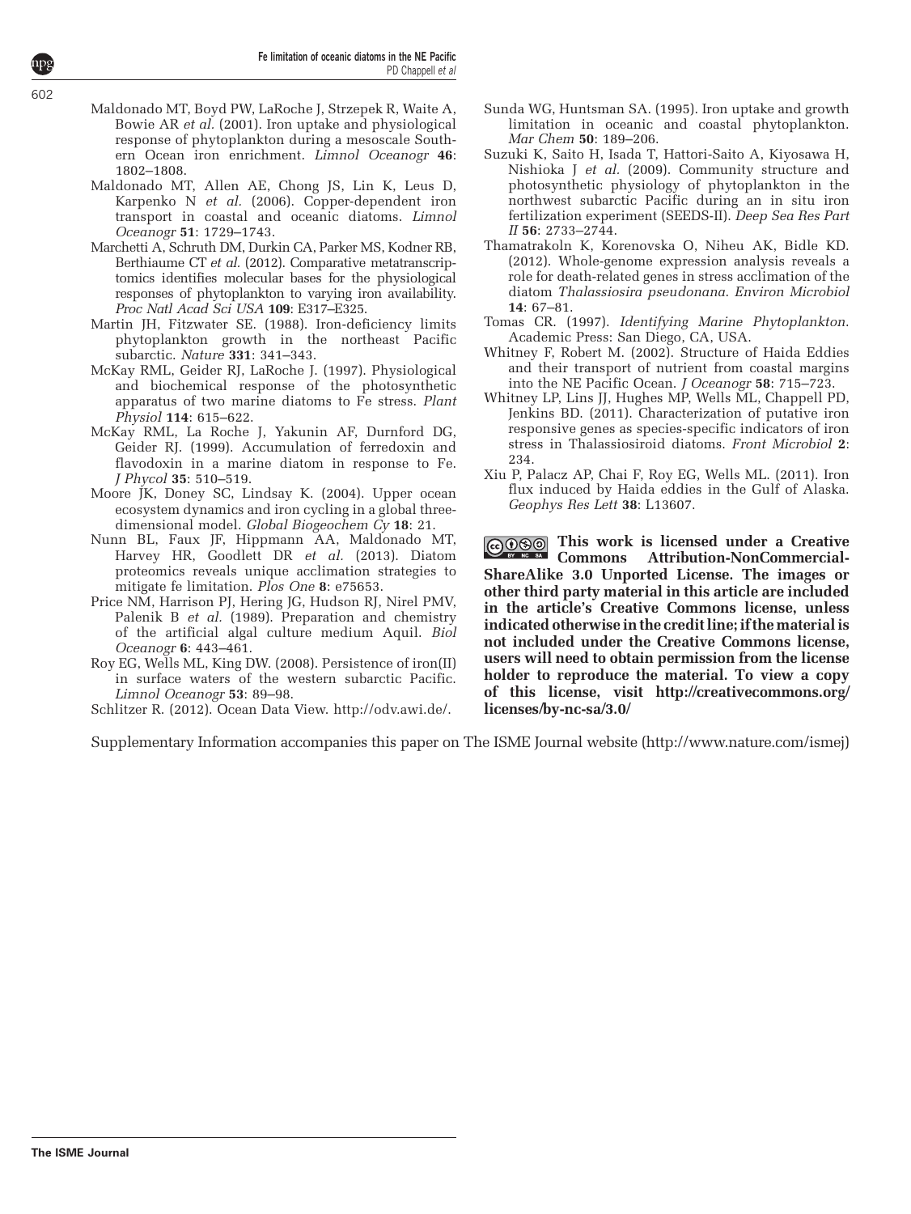Maldonado MT, Boyd PW, LaRoche J, Strzepek R, Waite A, Bowie AR *et al.* (2001). Iron uptake and physiological response of phytoplankton during a mesoscale Southern Ocean iron enrichment. *Limnol Oceanogr* **46**: 1802–1808.

Maldonado MT, Allen AE, Chong JS, Lin K, Leus D, Karpenko N *et al.* (2006). Copper-dependent iron transport in coastal and oceanic diatoms. *Limnol Oceanogr* **51**: 1729–1743.

Marchetti A, Schruth DM, Durkin CA, Parker MS, Kodner RB, Berthiaume CT *et al.* (2012). Comparative metatranscriptomics identifies molecular bases for the physiological responses of phytoplankton to varying iron availability. *Proc Natl Acad Sci USA* **109**: E317–E325.

Martin JH, Fitzwater SE. (1988). Iron-deficiency limits phytoplankton growth in the northeast Pacific subarctic. *Nature* **331**: 341–343.

McKay RML, Geider RJ, LaRoche J. (1997). Physiological and biochemical response of the photosynthetic apparatus of two marine diatoms to Fe stress. *Plant Physiol* **114**: 615–622.

McKay RML, La Roche J, Yakunin AF, Durnford DG, Geider RJ. (1999). Accumulation of ferredoxin and flavodoxin in a marine diatom in response to Fe. *J Phycol* **35**: 510–519.

Moore JK, Doney SC, Lindsay K. (2004). Upper ocean ecosystem dynamics and iron cycling in a global three-dimensional model. *Global Biogeochem Cy* **18**: 21.

Nunn BL, Faux JF, Hippmann AA, Maldonado MT, Harvey HR, Goodlett DR *et al.* (2013). Diatom proteomics reveals unique acclimation strategies to mitigate fe limitation. *Plos One* **8**: e75653.

Price NM, Harrison PJ, Hering JG, Hudson RJ, Nirel PMV, Palenik B *et al.* (1989). Preparation and chemistry of the artificial algal culture medium Aquil. *Biol Oceanogr* **6**: 443–461.

Roy EG, Wells ML, King DW. (2008). Persistence of iron(II) in surface waters of the western subarctic Pacific. *Limnol Oceanogr* **53**: 89–98.

Schlitzer R. (2012). Ocean Data View. http://odv.awi.de/.

Sunda WG, Huntsman SA. (1995). Iron uptake and growth limitation in oceanic and coastal phytoplankton. *Mar Chem* **50**: 189–206.

Suzuki K, Saito H, Isada T, Hattori-Saito A, Kiyosawa H, Nishioka J *et al.* (2009). Community structure and photosynthetic physiology of phytoplankton in the northwest subarctic Pacific during an in situ iron fertilization experiment (SEEDS-II). *Deep Sea Res Part II* **56**: 2733–2744.

Thamatrakoln K, Korenovska O, Niheu AK, Bidle KD. (2012). Whole-genome expression analysis reveals a role for death-related genes in stress acclimation of the diatom *Thalassiosira pseudonana*. *Environ Microbiol* **14**: 67–81.

Tomas CR. (1997). *Identifying Marine Phytoplankton*. Academic Press: San Diego, CA, USA.

Whitney F, Robert M. (2002). Structure of Haida Eddies and their transport of nutrient from coastal margins into the NE Pacific Ocean. *J Oceanogr* **58**: 715–723.

Whitney LP, Lins JJ, Hughes MP, Wells ML, Chappell PD, Jenkins BD. (2011). Characterization of putative iron responsive genes as species-specific indicators of iron stress in Thalassiosiroid diatoms. *Front Microbiol* **2**: 234.

Xiu P, Palacz AP, Chai F, Roy EG, Wells ML. (2011). Iron flux induced by Haida eddies in the Gulf of Alaska. *Geophys Res Lett* **38**: L13607.

**This work is licensed under a Creative Commons Attribution-NonCommercial-ShareAlike 3.0 Unported License. The images or other third party material in this article are included in the article's Creative Commons license, unless indicated otherwise in the credit line; if the material is not included under the Creative Commons license, users will need to obtain permission from the license holder to reproduce the material. To view a copy of this license, visit http://creativecommons.org/licenses/by-nc-sa/3.0/**

Supplementary Information accompanies this paper on The ISME Journal website (http://www.nature.com/ismej)